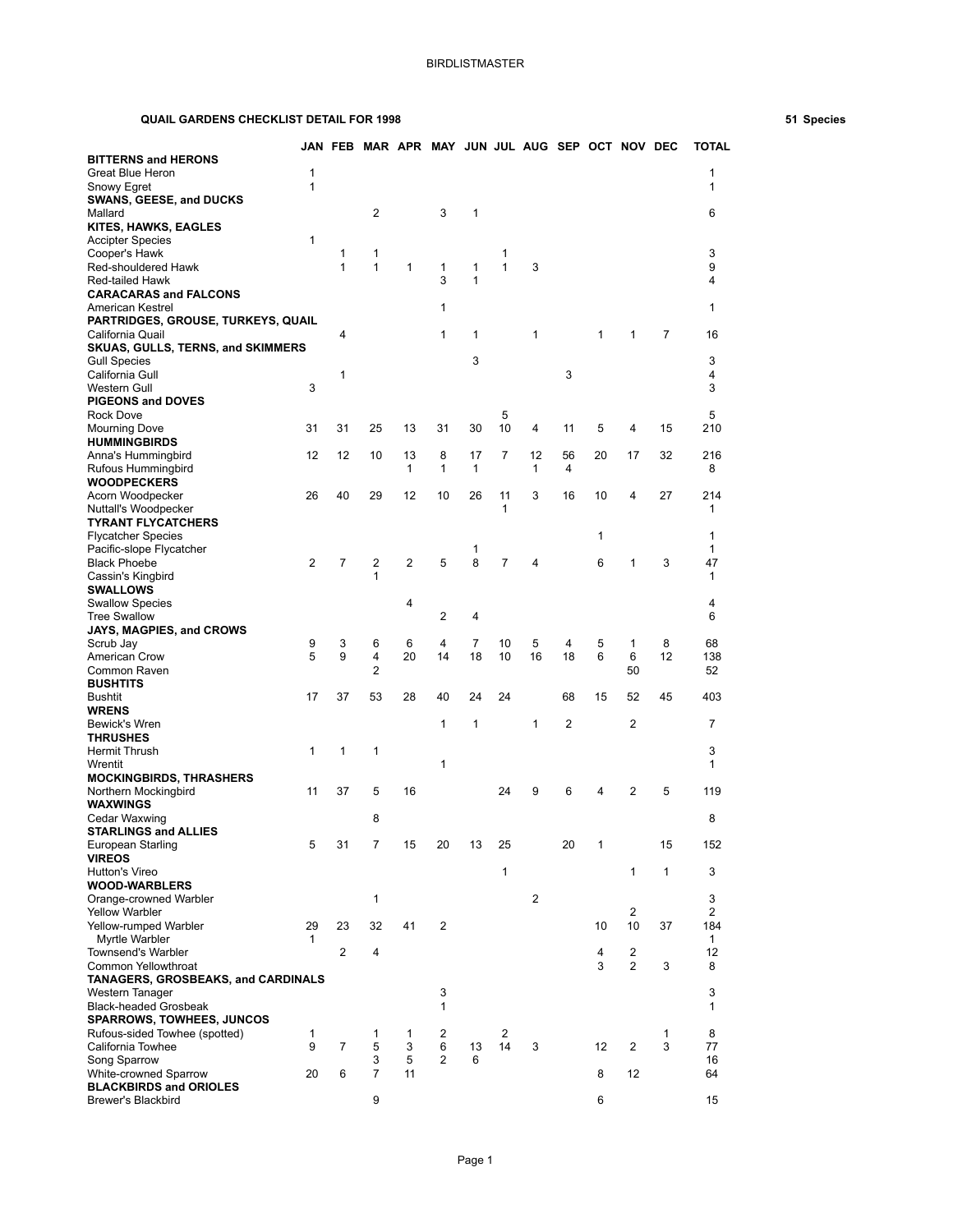## QUAIL GARDENS CHECKLIST DETAIL FOR 1998

**51 Species**

| | JAN | FEB | MAR | APR | MAY | JUN | JUL | AUG | SEP | OCT | NOV | DEC | TOTAL |
|---|---|---|---|---|---|---|---|---|---|---|---|---|---|
| **BITTERNS and HERONS** | | | | | | | | | | | | | |
| Great Blue Heron | 1 | | | | | | | | | | | | 1 |
| Snowy Egret | 1 | | | | | | | | | | | | 1 |
| **SWANS, GEESE, and DUCKS** | | | | | | | | | | | | | |
| Mallard | | | 2 | | 3 | 1 | | | | | | | 6 |
| **KITES, HAWKS, EAGLES** | | | | | | | | | | | | | |
| Accipter Species | 1 | | | | | | | | | | | | |
| Cooper's Hawk | | 1 | 1 | | | | 1 | | | | | | 3 |
| Red-shouldered Hawk | | 1 | 1 | 1 | 1 | 1 | 1 | 3 | | | | | 9 |
| Red-tailed Hawk | | | | | 3 | 1 | | | | | | | 4 |
| **CARACARAS and FALCONS** | | | | | | | | | | | | | |
| American Kestrel | | | | | 1 | | | | | | | | 1 |
| **PARTRIDGES, GROUSE, TURKEYS, QUAIL** | | | | | | | | | | | | | |
| California Quail | | 4 | | | 1 | 1 | | 1 | | 1 | 1 | 7 | 16 |
| **SKUAS, GULLS, TERNS, and SKIMMERS** | | | | | | | | | | | | | |
| Gull Species | | | | | | 3 | | | | | | | 3 |
| California Gull | | 1 | | | | | | | 3 | | | | 4 |
| Western Gull | 3 | | | | | | | | | | | | 3 |
| **PIGEONS and DOVES** | | | | | | | | | | | | | |
| Rock Dove | | | | | | | 5 | | | | | | 5 |
| Mourning Dove | 31 | 31 | 25 | 13 | 31 | 30 | 10 | 4 | 11 | 5 | 4 | 15 | 210 |
| **HUMMINGBIRDS** | | | | | | | | | | | | | |
| Anna's Hummingbird | 12 | 12 | 10 | 13 | 8 | 17 | 7 | 12 | 56 | 20 | 17 | 32 | 216 |
| Rufous Hummingbird | | | | 1 | 1 | 1 | | 1 | 4 | | | | 8 |
| **WOODPECKERS** | | | | | | | | | | | | | |
| Acorn Woodpecker | 26 | 40 | 29 | 12 | 10 | 26 | 11 | 3 | 16 | 10 | 4 | 27 | 214 |
| Nuttall's Woodpecker | | | | | | | 1 | | | | | | 1 |
| **TYRANT FLYCATCHERS** | | | | | | | | | | | | | |
| Flycatcher Species | | | | | | | | | | 1 | | | 1 |
| Pacific-slope Flycatcher | | | | | | 1 | | | | | | | 1 |
| Black Phoebe | 2 | 7 | 2 | 2 | 5 | 8 | 7 | 4 | | 6 | 1 | 3 | 47 |
| Cassin's Kingbird | | | 1 | | | | | | | | | | 1 |
| **SWALLOWS** | | | | | | | | | | | | | |
| Swallow Species | | | | 4 | | | | | | | | | 4 |
| Tree Swallow | | | | | 2 | 4 | | | | | | | 6 |
| **JAYS, MAGPIES, and CROWS** | | | | | | | | | | | | | |
| Scrub Jay | 9 | 3 | 6 | 6 | 4 | 7 | 10 | 5 | 4 | 5 | 1 | 8 | 68 |
| American Crow | 5 | 9 | 4 | 20 | 14 | 18 | 10 | 16 | 18 | 6 | 6 | 12 | 138 |
| Common Raven | | | 2 | | | | | | | | 50 | | 52 |
| **BUSHTITS** | | | | | | | | | | | | | |
| Bushtit | 17 | 37 | 53 | 28 | 40 | 24 | 24 | | 68 | 15 | 52 | 45 | 403 |
| **WRENS** | | | | | | | | | | | | | |
| Bewick's Wren | | | | | 1 | 1 | | 1 | 2 | | 2 | | 7 |
| **THRUSHES** | | | | | | | | | | | | | |
| Hermit Thrush | 1 | 1 | 1 | | | | | | | | | | 3 |
| Wrentit | | | | | 1 | | | | | | | | 1 |
| **MOCKINGBIRDS, THRASHERS** | | | | | | | | | | | | | |
| Northern Mockingbird | 11 | 37 | 5 | 16 | | | 24 | 9 | 6 | 4 | 2 | 5 | 119 |
| **WAXWINGS** | | | | | | | | | | | | | |
| Cedar Waxwing | | | 8 | | | | | | | | | | 8 |
| **STARLINGS and ALLIES** | | | | | | | | | | | | | |
| European Starling | 5 | 31 | 7 | 15 | 20 | 13 | 25 | | 20 | 1 | | 15 | 152 |
| **VIREOS** | | | | | | | | | | | | | |
| Hutton's Vireo | | | | | | | 1 | | | | 1 | 1 | 3 |
| **WOOD-WARBLERS** | | | | | | | | | | | | | |
| Orange-crowned Warbler | | | 1 | | | | | 2 | | | | | 3 |
| Yellow Warbler | | | | | | | | | | | 2 | | 2 |
| Yellow-rumped Warbler | 29 | 23 | 32 | 41 | 2 | | | | | 10 | 10 | 37 | 184 |
| Myrtle Warbler | 1 | | | | | | | | | | | | 1 |
| Townsend's Warbler | | 2 | 4 | | | | | | | 4 | 2 | | 12 |
| Common Yellowthroat | | | | | | | | | | 3 | 2 | 3 | 8 |
| **TANAGERS, GROSBEAKS, and CARDINALS** | | | | | | | | | | | | | |
| Western Tanager | | | | | 3 | | | | | | | | 3 |
| Black-headed Grosbeak | | | | | 1 | | | | | | | | 1 |
| **SPARROWS, TOWHEES, JUNCOS** | | | | | | | | | | | | | |
| Rufous-sided Towhee (spotted) | 1 | | 1 | 1 | 2 | | 2 | | | | | 1 | 8 |
| California Towhee | 9 | 7 | 5 | 3 | 6 | 13 | 14 | 3 | | 12 | 2 | 3 | 77 |
| Song Sparrow | | | 3 | 5 | 2 | 6 | | | | | | | 16 |
| White-crowned Sparrow | 20 | 6 | 7 | 11 | | | | | | 8 | 12 | | 64 |
| **BLACKBIRDS and ORIOLES** | | | | | | | | | | | | | |
| Brewer's Blackbird | | | 9 | | | | | | | 6 | | | 15 |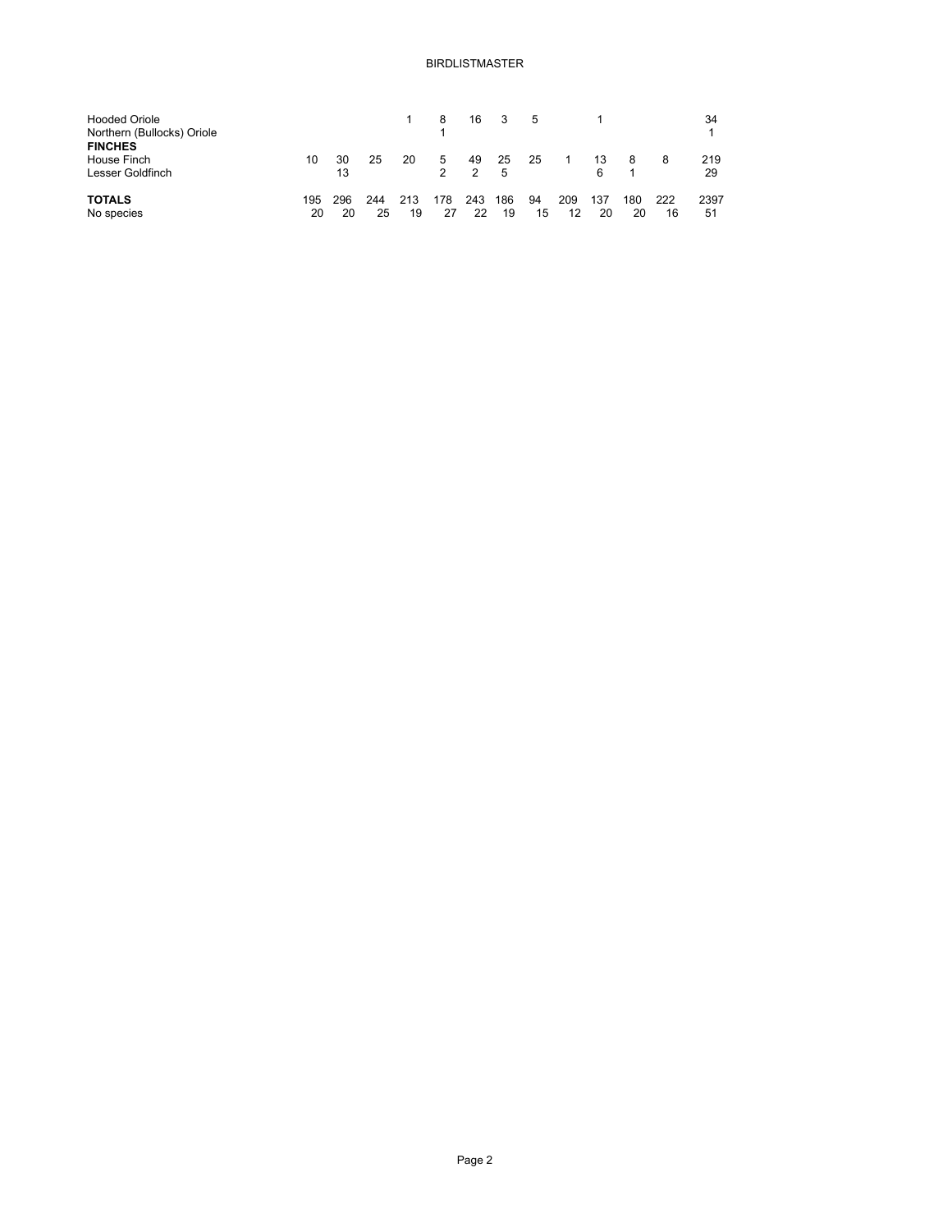| | | | | | | | | | | | | | |
|---|---|---|---|---|---|---|---|---|---|---|---|---|---|
| Hooded Oriole | | | | 1 | 8 | 16 | 3 | 5 | | 1 | | | 34 |
| Northern (Bullocks) Oriole | | | | | 1 | | | | | | | | 1 |
| **FINCHES** | | | | | | | | | | | | | |
| House Finch | 10 | 30 | 25 | 20 | 5 | 49 | 25 | 25 | 1 | 13 | 8 | 8 | 219 |
| Lesser Goldfinch | | 13 | | | 2 | 2 | 5 | | | 6 | 1 | | 29 |
| | | | | | | | | | | | | | |
| **TOTALS** | 195 | 296 | 244 | 213 | 178 | 243 | 186 | 94 | 209 | 137 | 180 | 222 | 2397 |
| No species | 20 | 20 | 25 | 19 | 27 | 22 | 19 | 15 | 12 | 20 | 20 | 16 | 51 |